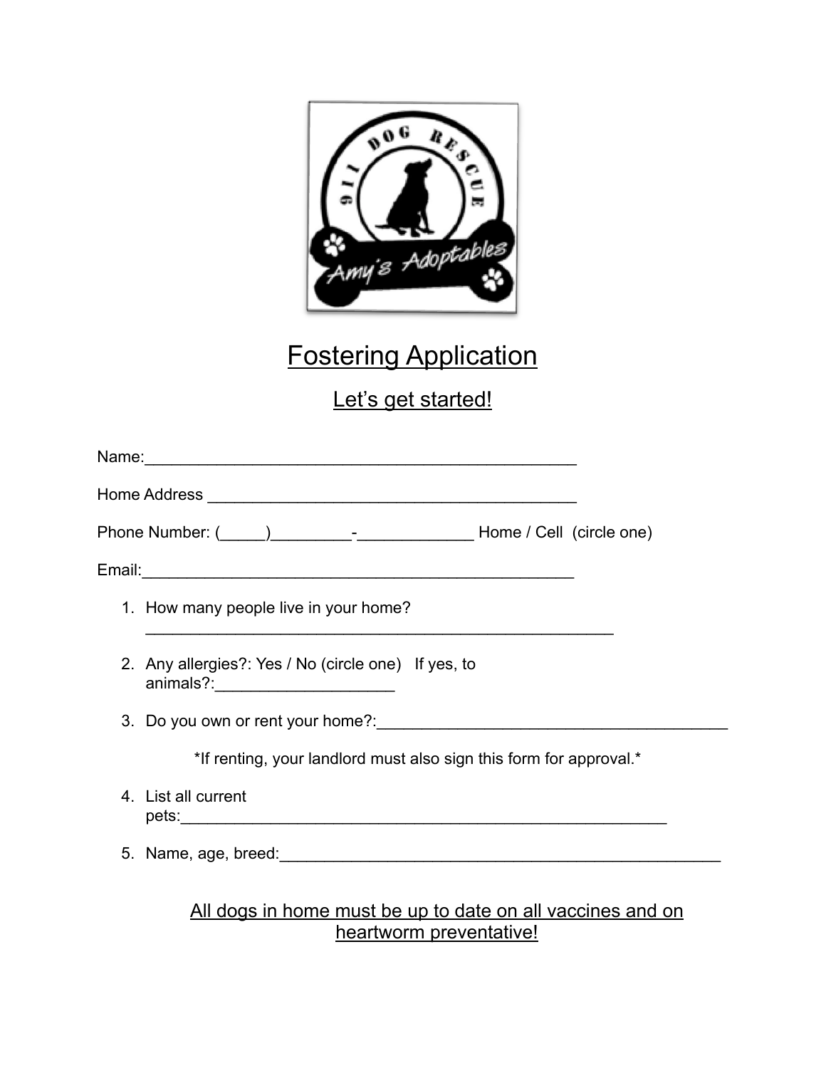# Fostering Application

## Let's get started!

Name:_______________________________________________

Home Address _________________________________________

Phone Number: (_____)_________-_____________ Home / Cell (circle one)

Email:_______________________________________________

1. How many people live in your home? _____________________________________________________
2. Any allergies?: Yes / No (circle one) If yes, to animals?:____________________
3. Do you own or rent your home?:________________________________________

   *If renting, your landlord must also sign this form for approval.*

4. List all current pets:_______________________________________________________
5. Name, age, breed:__________________________________________________

<u>All dogs in home must be up to date on all vaccines and on heartworm preventative!</u>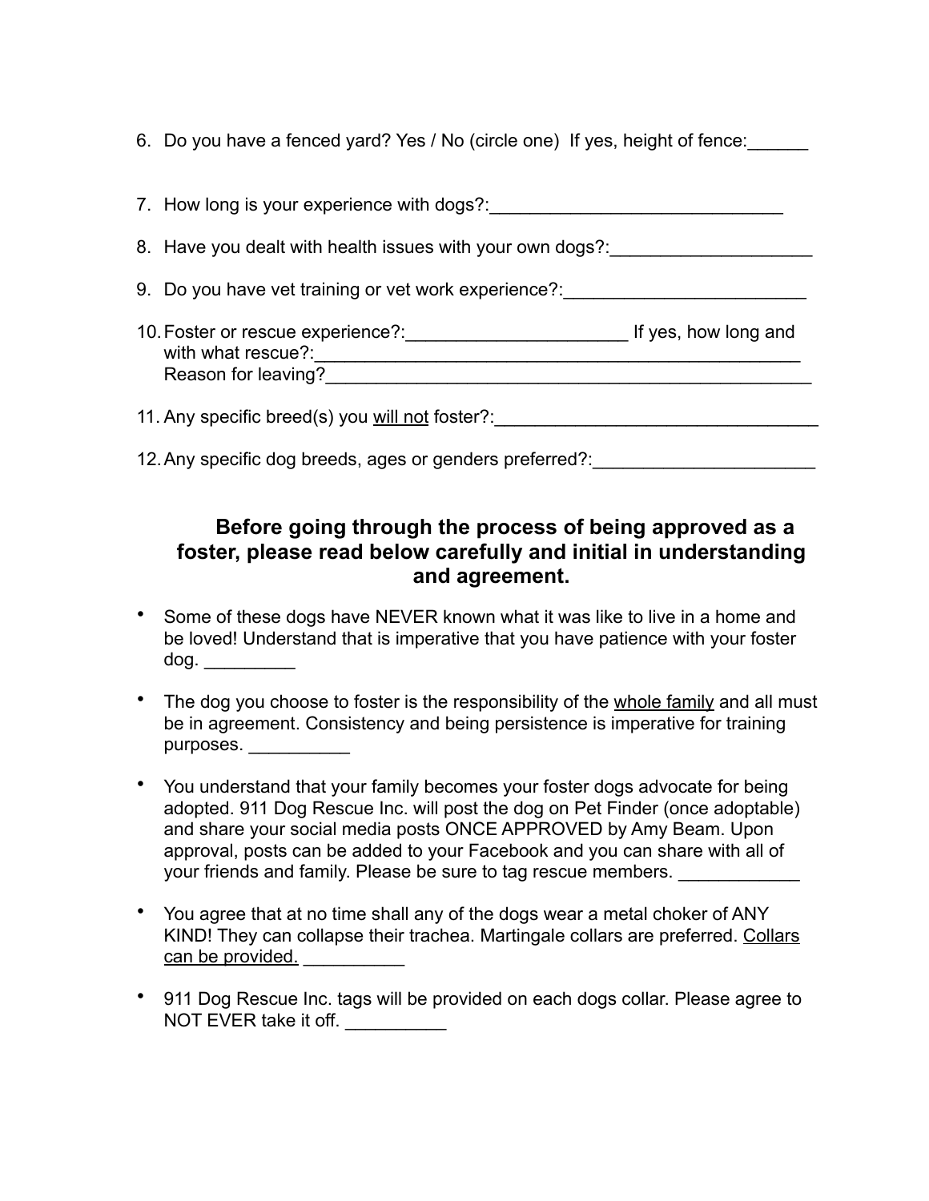6. Do you have a fenced yard? Yes / No (circle one) If yes, height of fence:______

7. How long is your experience with dogs?:_____________________________

8. Have you dealt with health issues with your own dogs?:____________________

9. Do you have vet training or vet work experience?:________________________

10. Foster or rescue experience?:______________________ If yes, how long and with what rescue?:_________________________________________________ Reason for leaving?_________________________________________________

11. Any specific breed(s) you <u>will not</u> foster?:________________________________

12. Any specific dog breeds, ages or genders preferred?:______________________

### Before going through the process of being approved as a foster, please read below carefully and initial in understanding and agreement.

- Some of these dogs have NEVER known what it was like to live in a home and be loved! Understand that is imperative that you have patience with your foster dog. _________

- The dog you choose to foster is the responsibility of the <u>whole family</u> and all must be in agreement. Consistency and being persistence is imperative for training purposes. __________

- You understand that your family becomes your foster dogs advocate for being adopted. 911 Dog Rescue Inc. will post the dog on Pet Finder (once adoptable) and share your social media posts ONCE APPROVED by Amy Beam. Upon approval, posts can be added to your Facebook and you can share with all of your friends and family. Please be sure to tag rescue members. ____________

- You agree that at no time shall any of the dogs wear a metal choker of ANY KIND! They can collapse their trachea. Martingale collars are preferred. <u>Collars can be provided.</u> __________

- 911 Dog Rescue Inc. tags will be provided on each dogs collar. Please agree to NOT EVER take it off. __________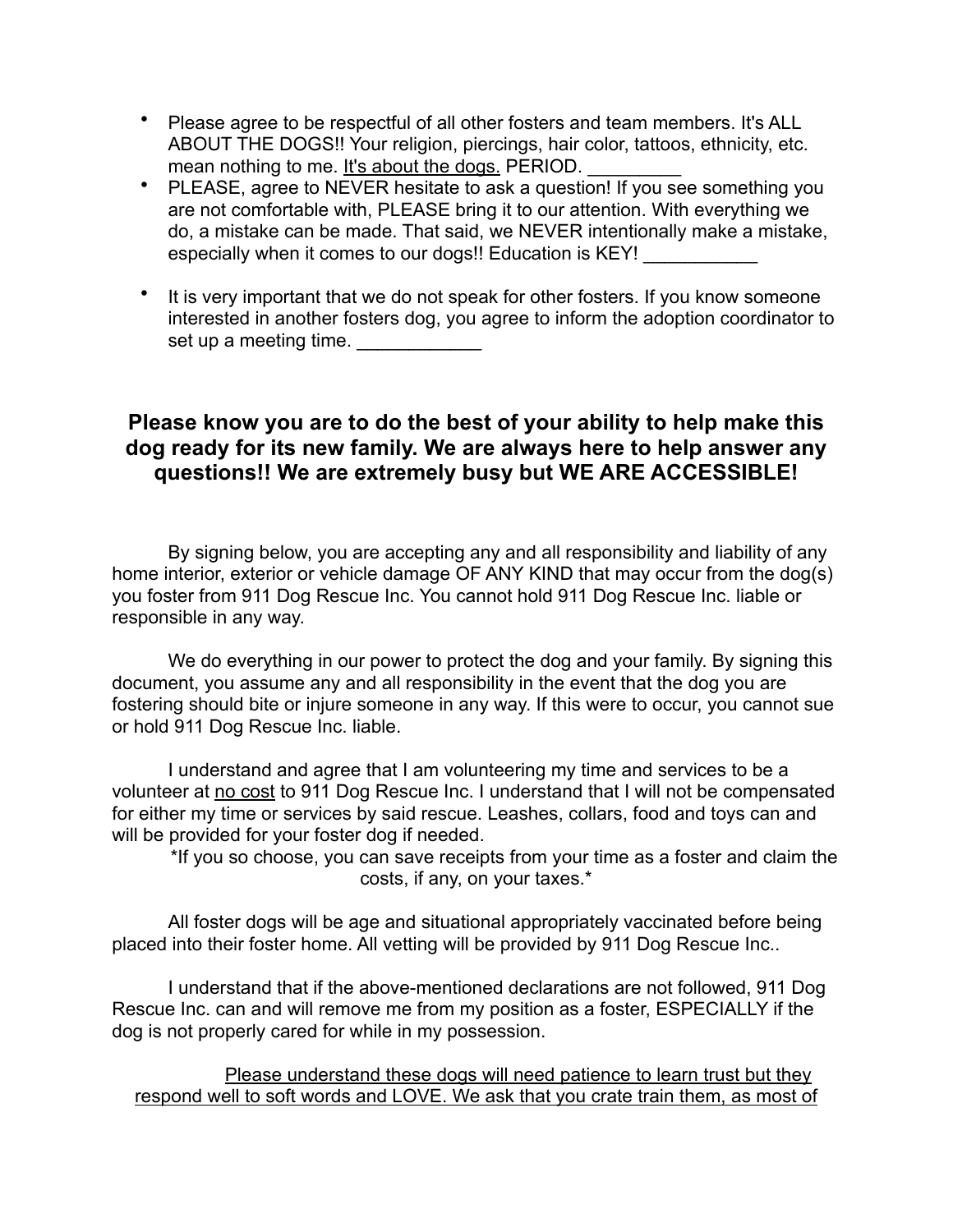- Please agree to be respectful of all other fosters and team members. It's ALL ABOUT THE DOGS!! Your religion, piercings, hair color, tattoos, ethnicity, etc. mean nothing to me. <u>It's about the dogs.</u> PERIOD. _________
- PLEASE, agree to NEVER hesitate to ask a question! If you see something you are not comfortable with, PLEASE bring it to our attention. With everything we do, a mistake can be made. That said, we NEVER intentionally make a mistake, especially when it comes to our dogs!! Education is KEY! ___________
- It is very important that we do not speak for other fosters. If you know someone interested in another fosters dog, you agree to inform the adoption coordinator to set up a meeting time. ____________

**Please know you are to do the best of your ability to help make this dog ready for its new family. We are always here to help answer any questions!! We are extremely busy but WE ARE ACCESSIBLE!**

By signing below, you are accepting any and all responsibility and liability of any home interior, exterior or vehicle damage OF ANY KIND that may occur from the dog(s) you foster from 911 Dog Rescue Inc. You cannot hold 911 Dog Rescue Inc. liable or responsible in any way.

We do everything in our power to protect the dog and your family. By signing this document, you assume any and all responsibility in the event that the dog you are fostering should bite or injure someone in any way. If this were to occur, you cannot sue or hold 911 Dog Rescue Inc. liable.

I understand and agree that I am volunteering my time and services to be a volunteer at <u>no cost</u> to 911 Dog Rescue Inc. I understand that I will not be compensated for either my time or services by said rescue. Leashes, collars, food and toys can and will be provided for your foster dog if needed.

*If you so choose, you can save receipts from your time as a foster and claim the costs, if any, on your taxes.*

All foster dogs will be age and situational appropriately vaccinated before being placed into their foster home. All vetting will be provided by 911 Dog Rescue Inc..

I understand that if the above-mentioned declarations are not followed, 911 Dog Rescue Inc. can and will remove me from my position as a foster, ESPECIALLY if the dog is not properly cared for while in my possession.

<u>Please understand these dogs will need patience to learn trust but they respond well to soft words and LOVE. We ask that you crate train them, as most of</u>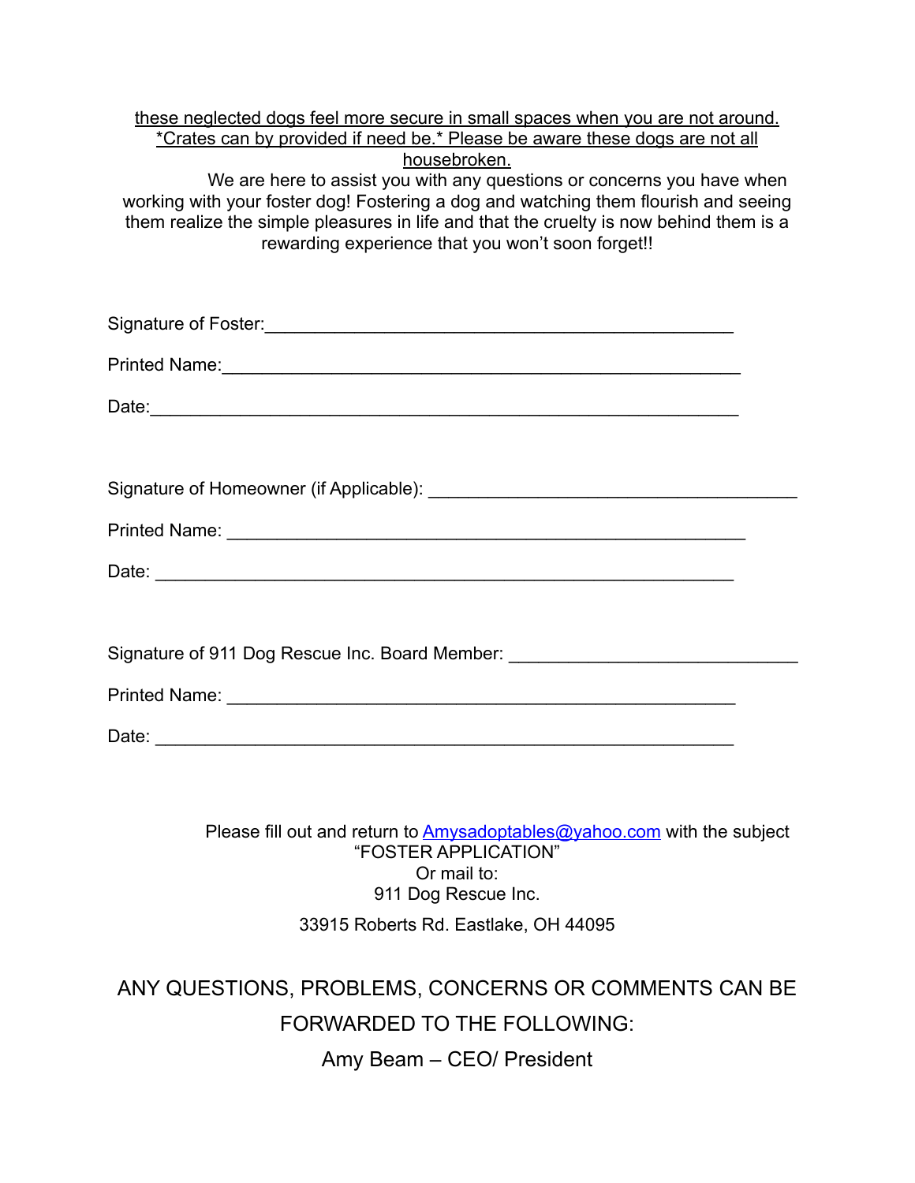these neglected dogs feel more secure in small spaces when you are not around. *Crates can by provided if need be.* Please be aware these dogs are not all housebroken.

We are here to assist you with any questions or concerns you have when working with your foster dog! Fostering a dog and watching them flourish and seeing them realize the simple pleasures in life and that the cruelty is now behind them is a rewarding experience that you won't soon forget!!

Signature of Foster:_______________________________________________

Printed Name:_____________________________________________________

Date:____________________________________________________________

Signature of Homeowner (if Applicable): ___________________________________

Printed Name: ____________________________________________________

Date: ___________________________________________________________

Signature of 911 Dog Rescue Inc. Board Member: __________________________

Printed Name: ___________________________________________________

Date: ___________________________________________________________

Please fill out and return to Amysadoptables@yahoo.com with the subject "FOSTER APPLICATION"
Or mail to:
911 Dog Rescue Inc.

33915 Roberts Rd. Eastlake, OH 44095

ANY QUESTIONS, PROBLEMS, CONCERNS OR COMMENTS CAN BE FORWARDED TO THE FOLLOWING:

Amy Beam – CEO/ President